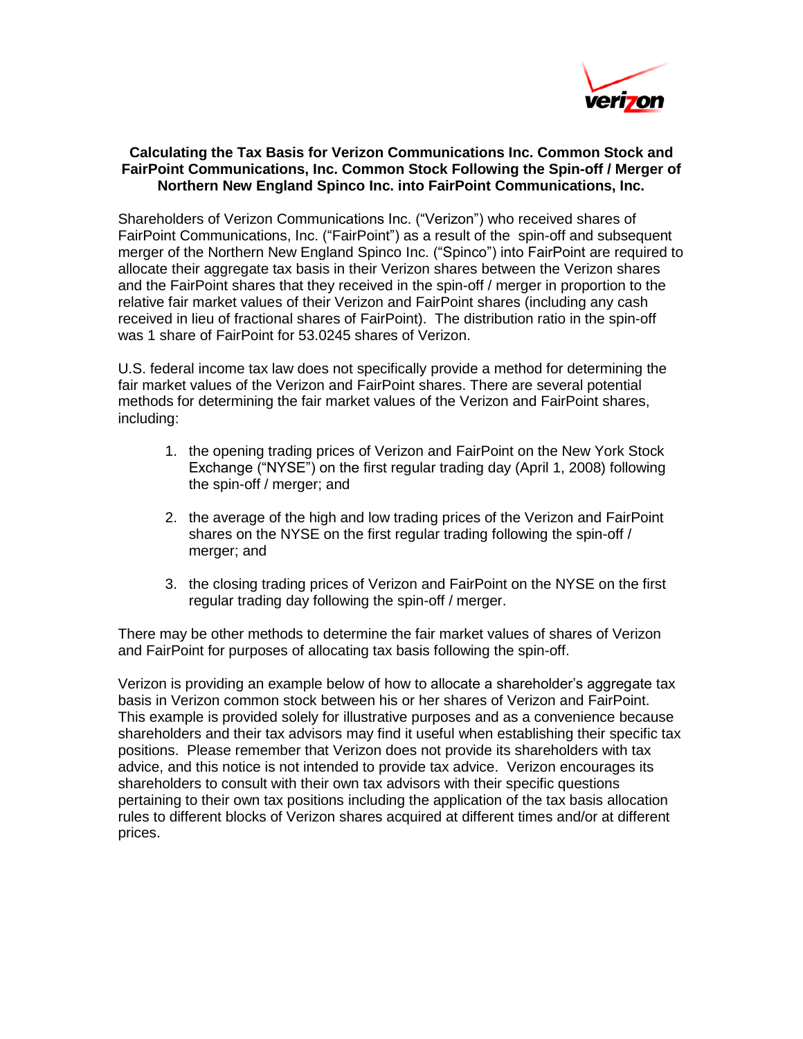**Calculating the Tax Basis for Verizon Communications Inc. Common Stock and FairPoint Communications, Inc. Common Stock Following the Spin-off / Merger of Northern New England Spinco Inc. into FairPoint Communications, Inc.**

Shareholders of Verizon Communications Inc. ("Verizon") who received shares of FairPoint Communications, Inc. ("FairPoint") as a result of the spin-off and subsequent merger of the Northern New England Spinco Inc. ("Spinco") into FairPoint are required to allocate their aggregate tax basis in their Verizon shares between the Verizon shares and the FairPoint shares that they received in the spin-off / merger in proportion to the relative fair market values of their Verizon and FairPoint shares (including any cash received in lieu of fractional shares of FairPoint). The distribution ratio in the spin-off was 1 share of FairPoint for 53.0245 shares of Verizon.

U.S. federal income tax law does not specifically provide a method for determining the fair market values of the Verizon and FairPoint shares. There are several potential methods for determining the fair market values of the Verizon and FairPoint shares, including:

1. the opening trading prices of Verizon and FairPoint on the New York Stock Exchange ("NYSE") on the first regular trading day (April 1, 2008) following the spin-off / merger; and
2. the average of the high and low trading prices of the Verizon and FairPoint shares on the NYSE on the first regular trading following the spin-off / merger; and
3. the closing trading prices of Verizon and FairPoint on the NYSE on the first regular trading day following the spin-off / merger.

There may be other methods to determine the fair market values of shares of Verizon and FairPoint for purposes of allocating tax basis following the spin-off.

Verizon is providing an example below of how to allocate a shareholder's aggregate tax basis in Verizon common stock between his or her shares of Verizon and FairPoint. This example is provided solely for illustrative purposes and as a convenience because shareholders and their tax advisors may find it useful when establishing their specific tax positions. Please remember that Verizon does not provide its shareholders with tax advice, and this notice is not intended to provide tax advice. Verizon encourages its shareholders to consult with their own tax advisors with their specific questions pertaining to their own tax positions including the application of the tax basis allocation rules to different blocks of Verizon shares acquired at different times and/or at different prices.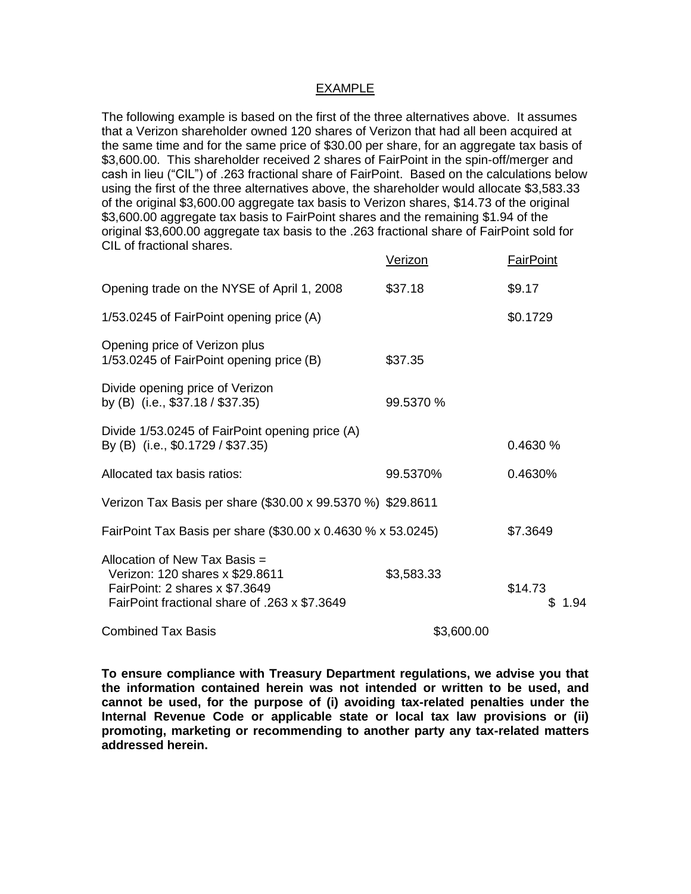EXAMPLE

The following example is based on the first of the three alternatives above. It assumes that a Verizon shareholder owned 120 shares of Verizon that had all been acquired at the same time and for the same price of $30.00 per share, for an aggregate tax basis of $3,600.00. This shareholder received 2 shares of FairPoint in the spin-off/merger and cash in lieu ("CIL") of .263 fractional share of FairPoint. Based on the calculations below using the first of the three alternatives above, the shareholder would allocate $3,583.33 of the original $3,600.00 aggregate tax basis to Verizon shares, $14.73 of the original $3,600.00 aggregate tax basis to FairPoint shares and the remaining $1.94 of the original $3,600.00 aggregate tax basis to the .263 fractional share of FairPoint sold for CIL of fractional shares.

| | Verizon | FairPoint |
|---|---|---|
| Opening trade on the NYSE of April 1, 2008 | $37.18 | $9.17 |
| 1/53.0245 of FairPoint opening price (A) | | $0.1729 |
| Opening price of Verizon plus 1/53.0245 of FairPoint opening price (B) | $37.35 | |
| Divide opening price of Verizon by (B) (i.e., $37.18 / $37.35) | 99.5370 % | |
| Divide 1/53.0245 of FairPoint opening price (A) By (B) (i.e., $0.1729 / $37.35) | | 0.4630 % |
| Allocated tax basis ratios: | 99.5370% | 0.4630% |
| Verizon Tax Basis per share ($30.00 x 99.5370 %) | $29.8611 | |
| FairPoint Tax Basis per share ($30.00 x 0.4630 % x 53.0245) | | $7.3649 |
| Allocation of New Tax Basis = | | |
| Verizon: 120 shares x $29.8611 | $3,583.33 | |
| FairPoint: 2 shares x $7.3649 | | $14.73 |
| FairPoint fractional share of .263 x $7.3649 | | $ 1.94 |
| Combined Tax Basis | $3,600.00 | |

**To ensure compliance with Treasury Department regulations, we advise you that the information contained herein was not intended or written to be used, and cannot be used, for the purpose of (i) avoiding tax-related penalties under the Internal Revenue Code or applicable state or local tax law provisions or (ii) promoting, marketing or recommending to another party any tax-related matters addressed herein.**